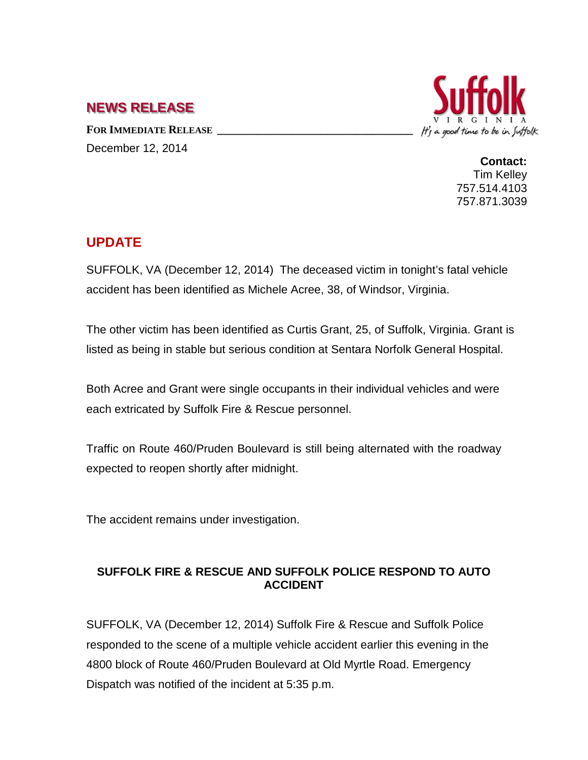## NEWS RELEASE

**FOR IMMEDIATE RELEASE**

December 12, 2014

**Contact:**
Tim Kelley
757.514.4103
757.871.3039

## UPDATE

SUFFOLK, VA (December 12, 2014) The deceased victim in tonight's fatal vehicle accident has been identified as Michele Acree, 38, of Windsor, Virginia.

The other victim has been identified as Curtis Grant, 25, of Suffolk, Virginia. Grant is listed as being in stable but serious condition at Sentara Norfolk General Hospital.

Both Acree and Grant were single occupants in their individual vehicles and were each extricated by Suffolk Fire & Rescue personnel.

Traffic on Route 460/Pruden Boulevard is still being alternated with the roadway expected to reopen shortly after midnight.

The accident remains under investigation.

**SUFFOLK FIRE & RESCUE AND SUFFOLK POLICE RESPOND TO AUTO ACCIDENT**

SUFFOLK, VA (December 12, 2014) Suffolk Fire & Rescue and Suffolk Police responded to the scene of a multiple vehicle accident earlier this evening in the 4800 block of Route 460/Pruden Boulevard at Old Myrtle Road. Emergency Dispatch was notified of the incident at 5:35 p.m.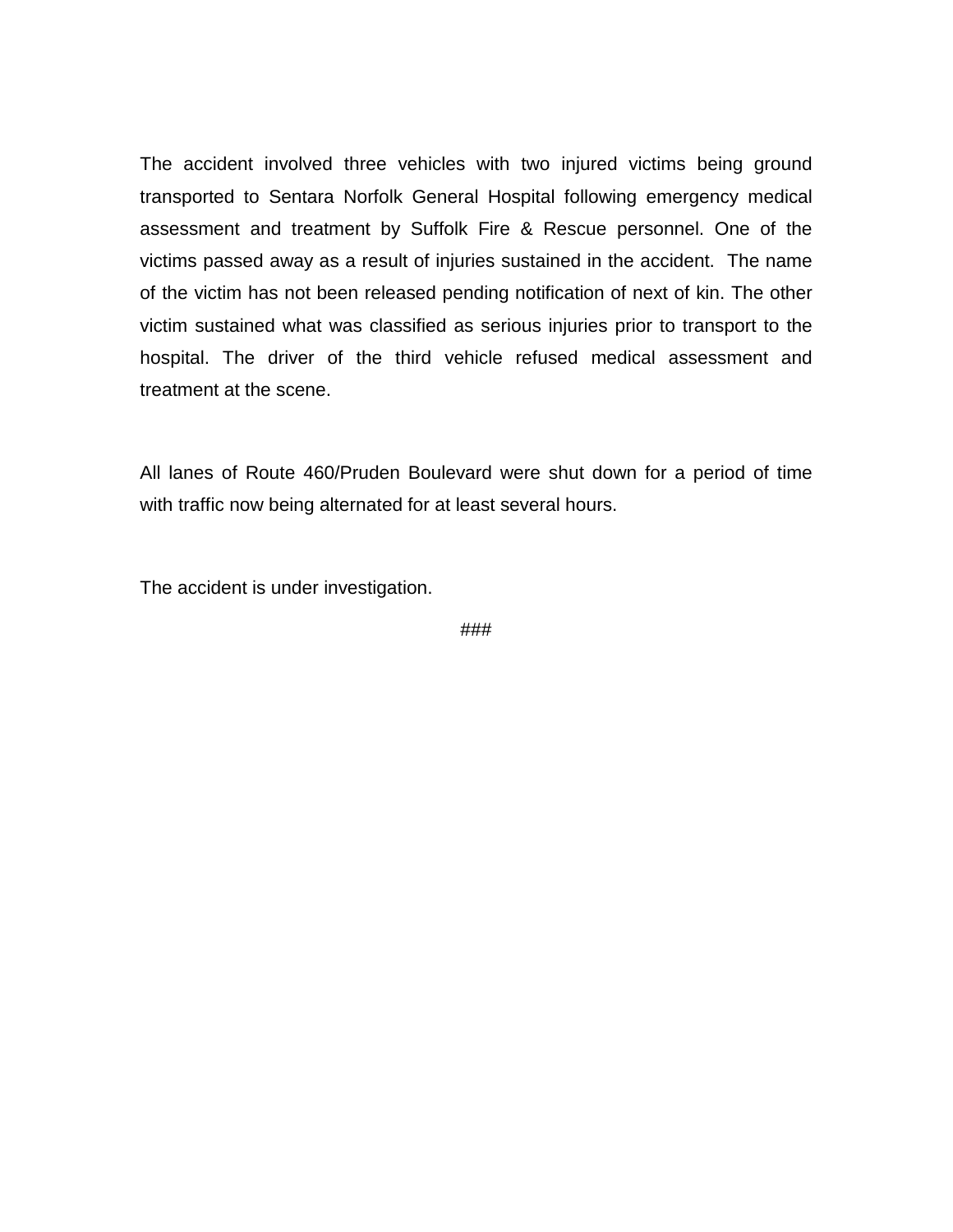The accident involved three vehicles with two injured victims being ground transported to Sentara Norfolk General Hospital following emergency medical assessment and treatment by Suffolk Fire & Rescue personnel. One of the victims passed away as a result of injuries sustained in the accident. The name of the victim has not been released pending notification of next of kin. The other victim sustained what was classified as serious injuries prior to transport to the hospital. The driver of the third vehicle refused medical assessment and treatment at the scene.

All lanes of Route 460/Pruden Boulevard were shut down for a period of time with traffic now being alternated for at least several hours.

The accident is under investigation.

###